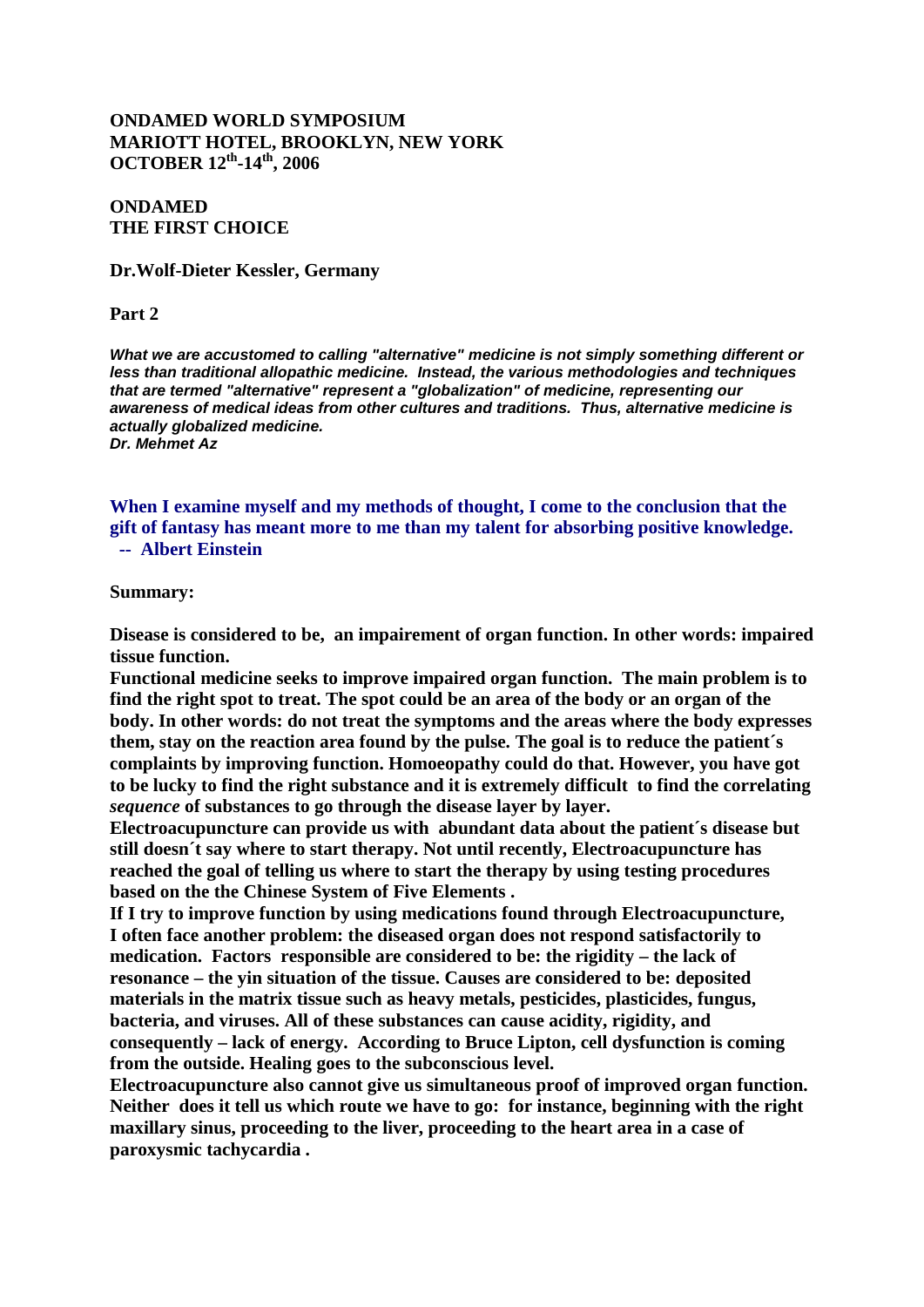**ONDAMED WORLD SYMPOSIUM**
**MARIOTT HOTEL, BROOKLYN, NEW YORK**
**OCTOBER 12th-14th, 2006**

# ONDAMED
# THE FIRST CHOICE

**Dr.Wolf-Dieter Kessler, Germany**

**Part 2**

***What we are accustomed to calling "alternative" medicine is not simply something different or less than traditional allopathic medicine. Instead, the various methodologies and techniques that are termed "alternative" represent a "globalization" of medicine, representing our awareness of medical ideas from other cultures and traditions. Thus, alternative medicine is actually globalized medicine.***
***Dr. Mehmet Az***

**When I examine myself and my methods of thought, I come to the conclusion that the gift of fantasy has meant more to me than my talent for absorbing positive knowledge.**
**-- Albert Einstein**

**Summary:**

**Disease is considered to be, an impairement of organ function. In other words: impaired tissue function.**
**Functional medicine seeks to improve impaired organ function. The main problem is to find the right spot to treat. The spot could be an area of the body or an organ of the body. In other words: do not treat the symptoms and the areas where the body expresses them, stay on the reaction area found by the pulse. The goal is to reduce the patient´s complaints by improving function. Homoeopathy could do that. However, you have got to be lucky to find the right substance and it is extremely difficult to find the correlating *sequence* of substances to go through the disease layer by layer.**
**Electroacupuncture can provide us with abundant data about the patient´s disease but still doesn´t say where to start therapy. Not until recently, Electroacupuncture has reached the goal of telling us where to start the therapy by using testing procedures based on the the Chinese System of Five Elements .**
**If I try to improve function by using medications found through Electroacupuncture, I often face another problem: the diseased organ does not respond satisfactorily to medication. Factors responsible are considered to be: the rigidity – the lack of resonance – the yin situation of the tissue. Causes are considered to be: deposited materials in the matrix tissue such as heavy metals, pesticides, plasticides, fungus, bacteria, and viruses. All of these substances can cause acidity, rigidity, and consequently – lack of energy. According to Bruce Lipton, cell dysfunction is coming from the outside. Healing goes to the subconscious level.**
**Electroacupuncture also cannot give us simultaneous proof of improved organ function. Neither does it tell us which route we have to go: for instance, beginning with the right maxillary sinus, proceeding to the liver, proceeding to the heart area in a case of paroxysmic tachycardia .**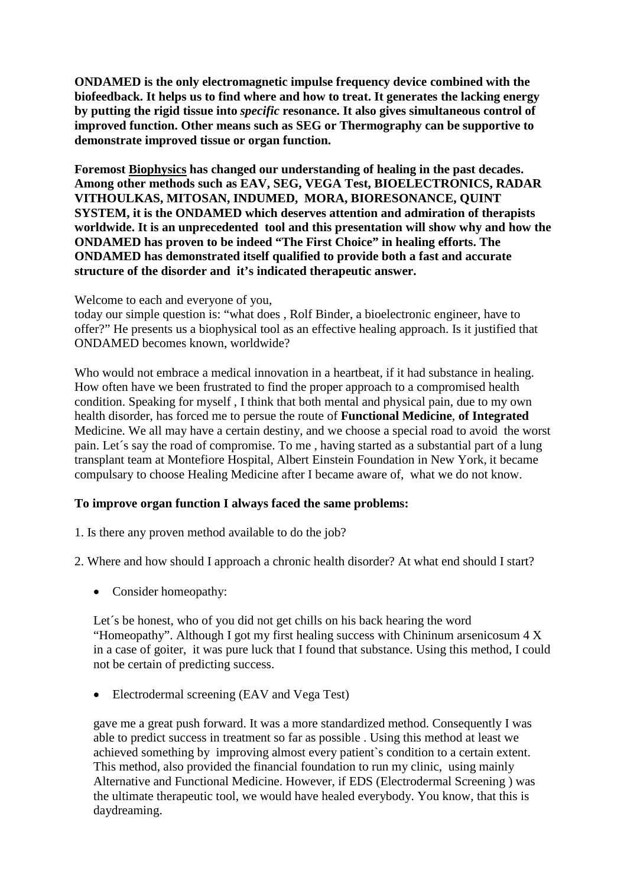**ONDAMED is the only electromagnetic impulse frequency device combined with the biofeedback. It helps us to find where and how to treat. It generates the lacking energy by putting the rigid tissue into *specific* resonance. It also gives simultaneous control of improved function. Other means such as SEG or Thermography can be supportive to demonstrate improved tissue or organ function.**

**Foremost <u>Biophysics</u> has changed our understanding of healing in the past decades. Among other methods such as EAV, SEG, VEGA Test, BIOELECTRONICS, RADAR VITHOULKAS, MITOSAN, INDUMED, MORA, BIORESONANCE, QUINT SYSTEM, it is the ONDAMED which deserves attention and admiration of therapists worldwide. It is an unprecedented tool and this presentation will show why and how the ONDAMED has proven to be indeed "The First Choice" in healing efforts. The ONDAMED has demonstrated itself qualified to provide both a fast and accurate structure of the disorder and it's indicated therapeutic answer.**

Welcome to each and everyone of you,
today our simple question is: "what does , Rolf Binder, a bioelectronic engineer, have to offer?" He presents us a biophysical tool as an effective healing approach. Is it justified that ONDAMED becomes known, worldwide?

Who would not embrace a medical innovation in a heartbeat, if it had substance in healing. How often have we been frustrated to find the proper approach to a compromised health condition. Speaking for myself , I think that both mental and physical pain, due to my own health disorder, has forced me to persue the route of **Functional Medicine**, **of Integrated** Medicine. We all may have a certain destiny, and we choose a special road to avoid the worst pain. Let´s say the road of compromise. To me , having started as a substantial part of a lung transplant team at Montefiore Hospital, Albert Einstein Foundation in New York, it became compulsary to choose Healing Medicine after I became aware of, what we do not know.

**To improve organ function I always faced the same problems:**

1. Is there any proven method available to do the job?

2. Where and how should I approach a chronic health disorder? At what end should I start?

- Consider homeopathy:

  Let´s be honest, who of you did not get chills on his back hearing the word "Homeopathy". Although I got my first healing success with Chininum arsenicosum 4 X in a case of goiter, it was pure luck that I found that substance. Using this method, I could not be certain of predicting success.

- Electrodermal screening (EAV and Vega Test)

  gave me a great push forward. It was a more standardized method. Consequently I was able to predict success in treatment so far as possible . Using this method at least we achieved something by improving almost every patient`s condition to a certain extent. This method, also provided the financial foundation to run my clinic, using mainly Alternative and Functional Medicine. However, if EDS (Electrodermal Screening ) was the ultimate therapeutic tool, we would have healed everybody. You know, that this is daydreaming.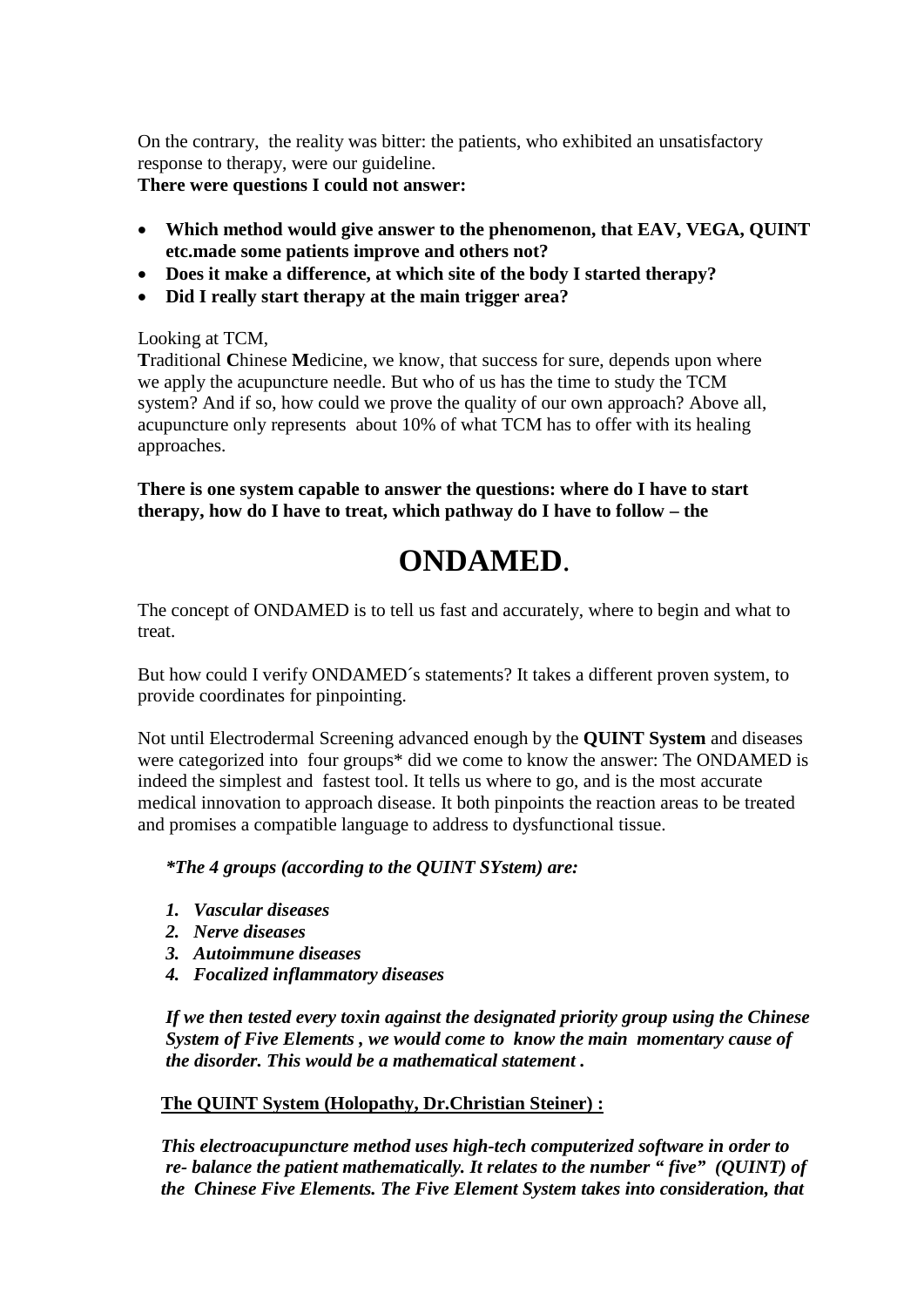On the contrary, the reality was bitter: the patients, who exhibited an unsatisfactory response to therapy, were our guideline.
**There were questions I could not answer:**

- **Which method would give answer to the phenomenon, that EAV, VEGA, QUINT etc.made some patients improve and others not?**
- **Does it make a difference, at which site of the body I started therapy?**
- **Did I really start therapy at the main trigger area?**

Looking at TCM,
**T**raditional **C**hinese **M**edicine, we know, that success for sure, depends upon where we apply the acupuncture needle. But who of us has the time to study the TCM system? And if so, how could we prove the quality of our own approach? Above all, acupuncture only represents about 10% of what TCM has to offer with its healing approaches.

**There is one system capable to answer the questions: where do I have to start therapy, how do I have to treat, which pathway do I have to follow – the**

# ONDAMED.

The concept of ONDAMED is to tell us fast and accurately, where to begin and what to treat.

But how could I verify ONDAMED´s statements? It takes a different proven system, to provide coordinates for pinpointing.

Not until Electrodermal Screening advanced enough by the **QUINT System** and diseases were categorized into four groups* did we come to know the answer: The ONDAMED is indeed the simplest and fastest tool. It tells us where to go, and is the most accurate medical innovation to approach disease. It both pinpoints the reaction areas to be treated and promises a compatible language to address to dysfunctional tissue.

***The 4 groups (according to the QUINT SYstem) are:***

1. ***Vascular diseases***
2. ***Nerve diseases***
3. ***Autoimmune diseases***
4. ***Focalized inflammatory diseases***

***If we then tested every toxin against the designated priority group using the Chinese System of Five Elements , we would come to know the main momentary cause of the disorder. This would be a mathematical statement .***

**The QUINT System (Holopathy, Dr.Christian Steiner) :**

***This electroacupuncture method uses high-tech computerized software in order to re- balance the patient mathematically. It relates to the number " five" (QUINT) of the Chinese Five Elements. The Five Element System takes into consideration, that***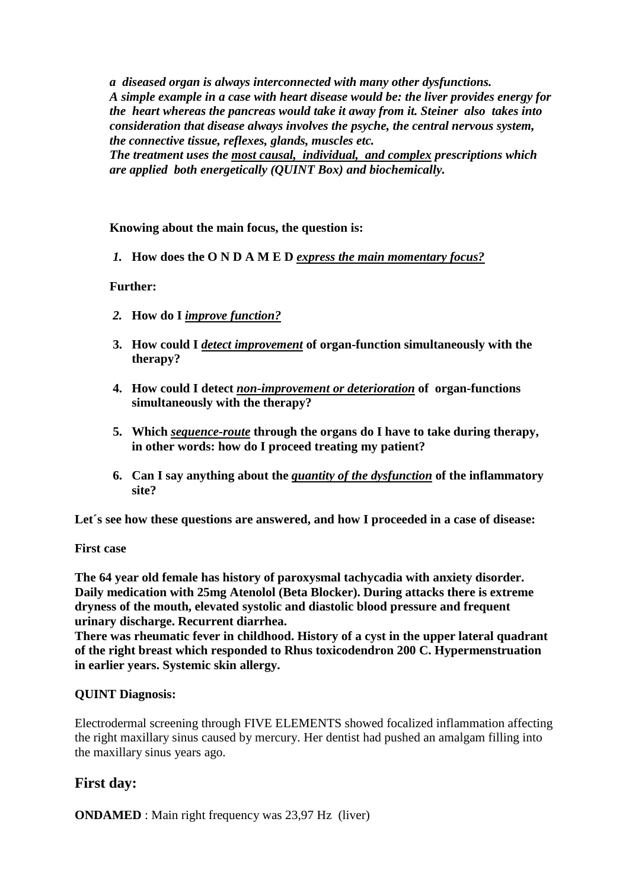***a diseased organ is always interconnected with many other dysfunctions. A simple example in a case with heart disease would be: the liver provides energy for the heart whereas the pancreas would take it away from it. Steiner also takes into consideration that disease always involves the psyche, the central nervous system, the connective tissue, reflexes, glands, muscles etc. The treatment uses the <u>most causal, individual, and complex</u> prescriptions which are applied both energetically (QUINT Box) and biochemically.***

**Knowing about the main focus, the question is:**

1. **How does the O N D A M E D *<u>express the main momentary focus?</u>***

**Further:**

2. **How do I *<u>improve function?</u>***
3. **How could I *<u>detect improvement</u>* of organ-function simultaneously with the therapy?**
4. **How could I detect *<u>non-improvement or deterioration</u>* of organ-functions simultaneously with the therapy?**
5. **Which *<u>sequence-route</u>* through the organs do I have to take during therapy, in other words: how do I proceed treating my patient?**
6. **Can I say anything about the *<u>quantity of the dysfunction</u>* of the inflammatory site?**

**Let´s see how these questions are answered, and how I proceeded in a case of disease:**

**First case**

**The 64 year old female has history of paroxysmal tachycadia with anxiety disorder. Daily medication with 25mg Atenolol (Beta Blocker). During attacks there is extreme dryness of the mouth, elevated systolic and diastolic blood pressure and frequent urinary discharge. Recurrent diarrhea.**
**There was rheumatic fever in childhood. History of a cyst in the upper lateral quadrant of the right breast which responded to Rhus toxicodendron 200 C. Hypermenstruation in earlier years. Systemic skin allergy.**

**QUINT Diagnosis:**

Electrodermal screening through FIVE ELEMENTS showed focalized inflammation affecting the right maxillary sinus caused by mercury. Her dentist had pushed an amalgam filling into the maxillary sinus years ago.

## First day:

**ONDAMED** : Main right frequency was 23,97 Hz (liver)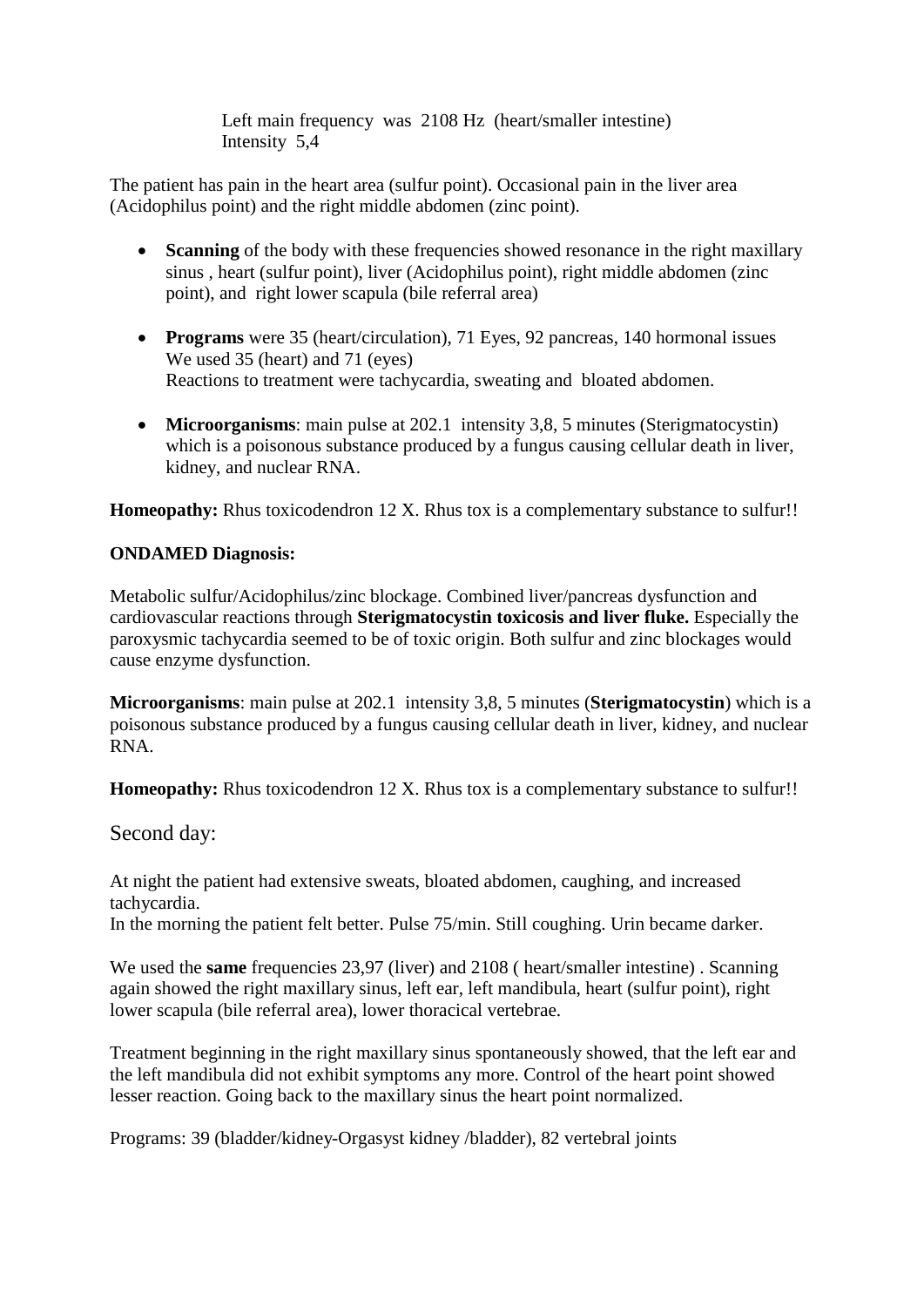Left main frequency was 2108 Hz (heart/smaller intestine)
Intensity 5,4

The patient has pain in the heart area (sulfur point). Occasional pain in the liver area (Acidophilus point) and the right middle abdomen (zinc point).

- **Scanning** of the body with these frequencies showed resonance in the right maxillary sinus , heart (sulfur point), liver (Acidophilus point), right middle abdomen (zinc point), and right lower scapula (bile referral area)

- **Programs** were 35 (heart/circulation), 71 Eyes, 92 pancreas, 140 hormonal issues
  We used 35 (heart) and 71 (eyes)
  Reactions to treatment were tachycardia, sweating and bloated abdomen.

- **Microorganisms**: main pulse at 202.1 intensity 3,8, 5 minutes (Sterigmatocystin) which is a poisonous substance produced by a fungus causing cellular death in liver, kidney, and nuclear RNA.

**Homeopathy:** Rhus toxicodendron 12 X. Rhus tox is a complementary substance to sulfur!!

**ONDAMED Diagnosis:**

Metabolic sulfur/Acidophilus/zinc blockage. Combined liver/pancreas dysfunction and cardiovascular reactions through **Sterigmatocystin toxicosis and liver fluke.** Especially the paroxysmic tachycardia seemed to be of toxic origin. Both sulfur and zinc blockages would cause enzyme dysfunction.

**Microorganisms**: main pulse at 202.1 intensity 3,8, 5 minutes (**Sterigmatocystin**) which is a poisonous substance produced by a fungus causing cellular death in liver, kidney, and nuclear RNA.

**Homeopathy:** Rhus toxicodendron 12 X. Rhus tox is a complementary substance to sulfur!!

## Second day:

At night the patient had extensive sweats, bloated abdomen, caughing, and increased tachycardia.
In the morning the patient felt better. Pulse 75/min. Still coughing. Urin became darker.

We used the **same** frequencies 23,97 (liver) and 2108 ( heart/smaller intestine) . Scanning again showed the right maxillary sinus, left ear, left mandibula, heart (sulfur point), right lower scapula (bile referral area), lower thoracical vertebrae.

Treatment beginning in the right maxillary sinus spontaneously showed, that the left ear and the left mandibula did not exhibit symptoms any more. Control of the heart point showed lesser reaction. Going back to the maxillary sinus the heart point normalized.

Programs: 39 (bladder/kidney-Orgasyst kidney /bladder), 82 vertebral joints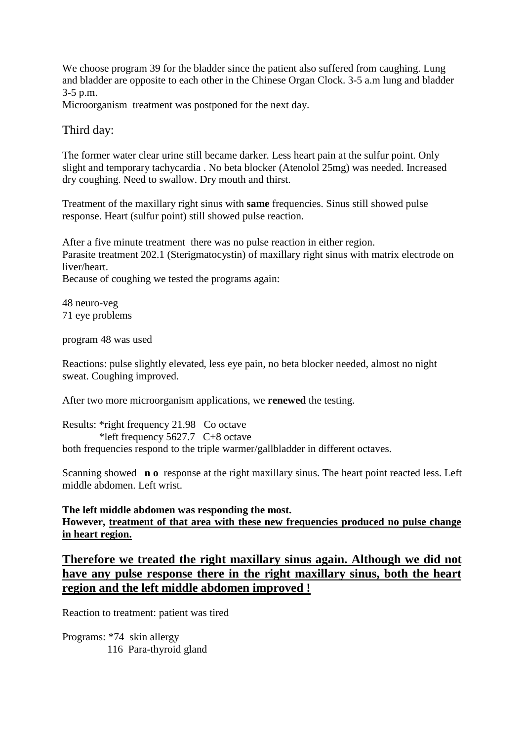We choose program 39 for the bladder since the patient also suffered from caughing. Lung and bladder are opposite to each other in the Chinese Organ Clock. 3-5 a.m lung and bladder 3-5 p.m.
Microorganism treatment was postponed for the next day.

## Third day:

The former water clear urine still became darker. Less heart pain at the sulfur point. Only slight and temporary tachycardia . No beta blocker (Atenolol 25mg) was needed. Increased dry coughing. Need to swallow. Dry mouth and thirst.

Treatment of the maxillary right sinus with **same** frequencies. Sinus still showed pulse response. Heart (sulfur point) still showed pulse reaction.

After a five minute treatment there was no pulse reaction in either region.
Parasite treatment 202.1 (Sterigmatocystin) of maxillary right sinus with matrix electrode on liver/heart.
Because of coughing we tested the programs again:

48 neuro-veg
71 eye problems

program 48 was used

Reactions: pulse slightly elevated, less eye pain, no beta blocker needed, almost no night sweat. Coughing improved.

After two more microorganism applications, we **renewed** the testing.

Results: *right frequency 21.98 Co octave
*left frequency 5627.7 C+8 octave
both frequencies respond to the triple warmer/gallbladder in different octaves.

Scanning showed **n o** response at the right maxillary sinus. The heart point reacted less. Left middle abdomen. Left wrist.

**The left middle abdomen was responding the most.**
**However, <u>treatment of that area with these new frequencies produced no pulse change in heart region.</u>**

### <u>Therefore we treated the right maxillary sinus again. Although we did not have any pulse response there in the right maxillary sinus, both the heart region and the left middle abdomen improved !</u>

Reaction to treatment: patient was tired

Programs: *74 skin allergy
116 Para-thyroid gland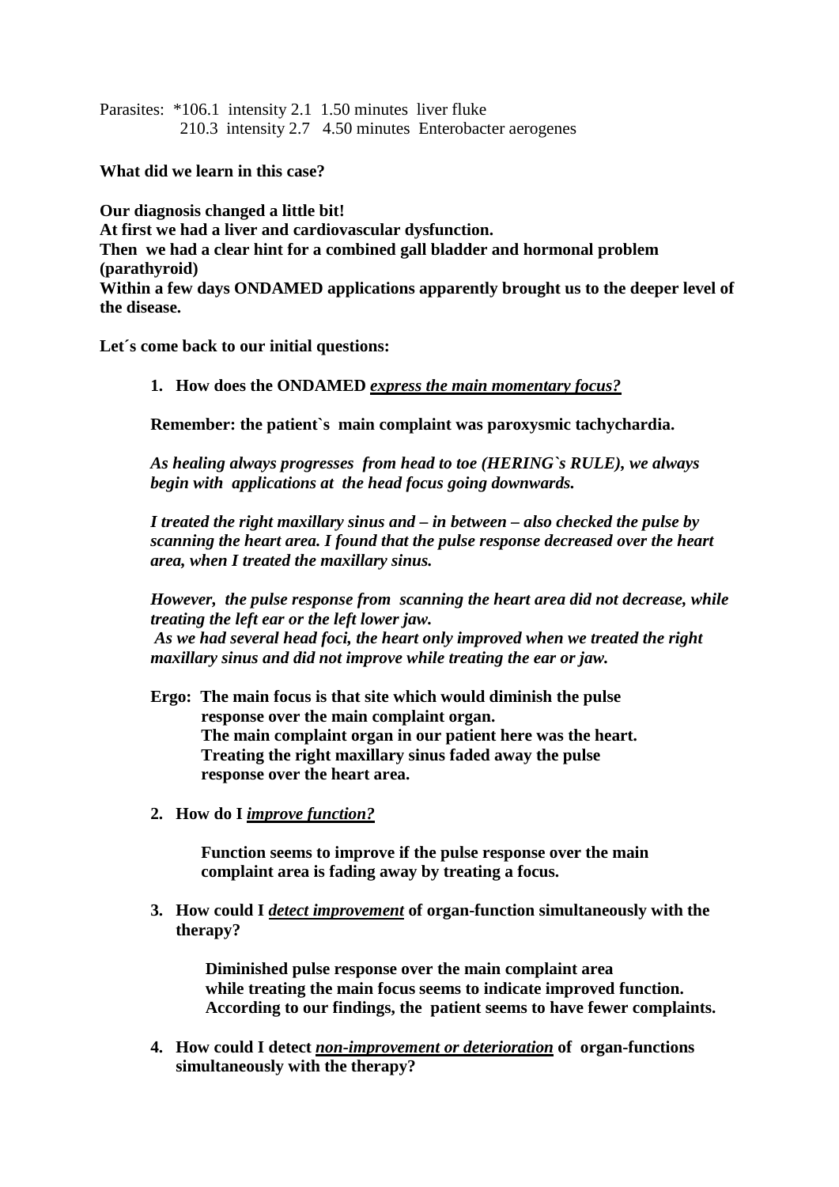Parasites: *106.1 intensity 2.1 1.50 minutes liver fluke
210.3 intensity 2.7 4.50 minutes Enterobacter aerogenes

**What did we learn in this case?**

**Our diagnosis changed a little bit!**
**At first we had a liver and cardiovascular dysfunction.**
**Then we had a clear hint for a combined gall bladder and hormonal problem (parathyroid)**
**Within a few days ONDAMED applications apparently brought us to the deeper level of the disease.**

**Let´s come back to our initial questions:**

1. **How does the ONDAMED _express the main momentary focus?_**

   **Remember: the patient`s main complaint was paroxysmic tachychardia.**

   ***As healing always progresses from head to toe (HERING`s RULE), we always begin with applications at the head focus going downwards.***

   ***I treated the right maxillary sinus and – in between – also checked the pulse by scanning the heart area. I found that the pulse response decreased over the heart area, when I treated the maxillary sinus.***

   ***However, the pulse response from scanning the heart area did not decrease, while treating the left ear or the left lower jaw.***
   ***As we had several head foci, the heart only improved when we treated the right maxillary sinus and did not improve while treating the ear or jaw.***

   **Ergo: The main focus is that site which would diminish the pulse response over the main complaint organ.**
   **The main complaint organ in our patient here was the heart.**
   **Treating the right maxillary sinus faded away the pulse response over the heart area.**

2. **How do I _improve function?_**

   **Function seems to improve if the pulse response over the main complaint area is fading away by treating a focus.**

3. **How could I _detect improvement_ of organ-function simultaneously with the therapy?**

   **Diminished pulse response over the main complaint area while treating the main focus seems to indicate improved function. According to our findings, the patient seems to have fewer complaints.**

4. **How could I detect _non-improvement or deterioration_ of organ-functions simultaneously with the therapy?**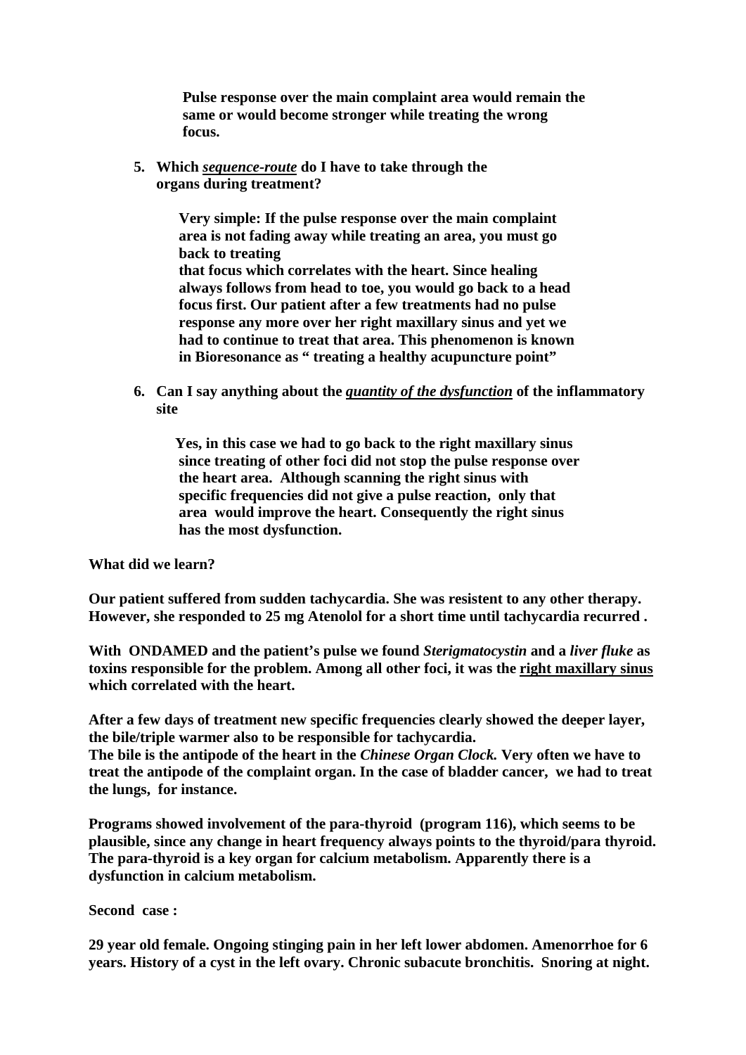**Pulse response over the main complaint area would remain the same or would become stronger while treating the wrong focus.**

5. **Which *sequence-route* do I have to take through the organs during treatment?**

   **Very simple: If the pulse response over the main complaint area is not fading away while treating an area, you must go back to treating that focus which correlates with the heart. Since healing always follows from head to toe, you would go back to a head focus first. Our patient after a few treatments had no pulse response any more over her right maxillary sinus and yet we had to continue to treat that area. This phenomenon is known in Bioresonance as " treating a healthy acupuncture point"**

6. **Can I say anything about the *quantity of the dysfunction* of the inflammatory site**

   **Yes, in this case we had to go back to the right maxillary sinus since treating of other foci did not stop the pulse response over the heart area. Although scanning the right sinus with specific frequencies did not give a pulse reaction, only that area would improve the heart. Consequently the right sinus has the most dysfunction.**

**What did we learn?**

**Our patient suffered from sudden tachycardia. She was resistent to any other therapy. However, she responded to 25 mg Atenolol for a short time until tachycardia recurred .**

**With ONDAMED and the patient's pulse we found *Sterigmatocystin* and a *liver fluke* as toxins responsible for the problem. Among all other foci, it was the right maxillary sinus which correlated with the heart.**

**After a few days of treatment new specific frequencies clearly showed the deeper layer, the bile/triple warmer also to be responsible for tachycardia. The bile is the antipode of the heart in the *Chinese Organ Clock.* Very often we have to treat the antipode of the complaint organ. In the case of bladder cancer, we had to treat the lungs, for instance.**

**Programs showed involvement of the para-thyroid (program 116), which seems to be plausible, since any change in heart frequency always points to the thyroid/para thyroid. The para-thyroid is a key organ for calcium metabolism. Apparently there is a dysfunction in calcium metabolism.**

**Second case :**

**29 year old female. Ongoing stinging pain in her left lower abdomen. Amenorrhoe for 6 years. History of a cyst in the left ovary. Chronic subacute bronchitis. Snoring at night.**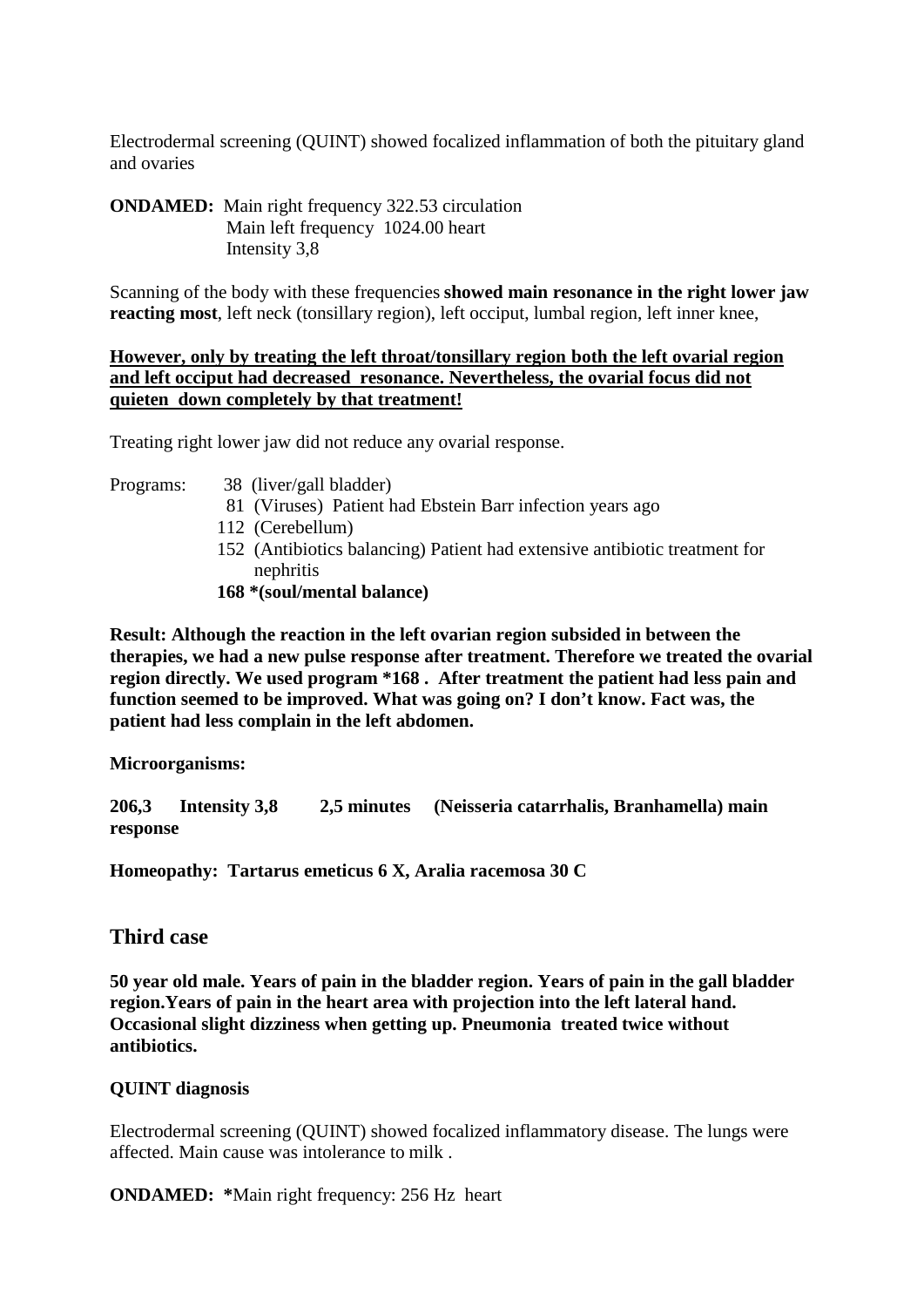Electrodermal screening (QUINT) showed focalized inflammation of both the pituitary gland and ovaries

**ONDAMED:** Main right frequency 322.53 circulation
Main left frequency 1024.00 heart
Intensity 3,8

Scanning of the body with these frequencies **showed main resonance in the right lower jaw reacting most**, left neck (tonsillary region), left occiput, lumbal region, left inner knee,

**<u>However, only by treating the left throat/tonsillary region both the left ovarial region and left occiput had decreased resonance. Nevertheless, the ovarial focus did not quieten down completely by that treatment!</u>**

Treating right lower jaw did not reduce any ovarial response.

Programs:
- 38 (liver/gall bladder)
- 81 (Viruses) Patient had Ebstein Barr infection years ago
- 112 (Cerebellum)
- 152 (Antibiotics balancing) Patient had extensive antibiotic treatment for nephritis
- **168 *(soul/mental balance)**

**Result: Although the reaction in the left ovarian region subsided in between the therapies, we had a new pulse response after treatment. Therefore we treated the ovarial region directly. We used program *168 . After treatment the patient had less pain and function seemed to be improved. What was going on? I don't know. Fact was, the patient had less complain in the left abdomen.**

**Microorganisms:**

**206,3 Intensity 3,8 2,5 minutes (Neisseria catarrhalis, Branhamella) main response**

**Homeopathy: Tartarus emeticus 6 X, Aralia racemosa 30 C**

## Third case

**50 year old male. Years of pain in the bladder region. Years of pain in the gall bladder region.Years of pain in the heart area with projection into the left lateral hand. Occasional slight dizziness when getting up. Pneumonia treated twice without antibiotics.**

**QUINT diagnosis**

Electrodermal screening (QUINT) showed focalized inflammatory disease. The lungs were affected. Main cause was intolerance to milk .

**ONDAMED:** ***Main right frequency: 256 Hz heart**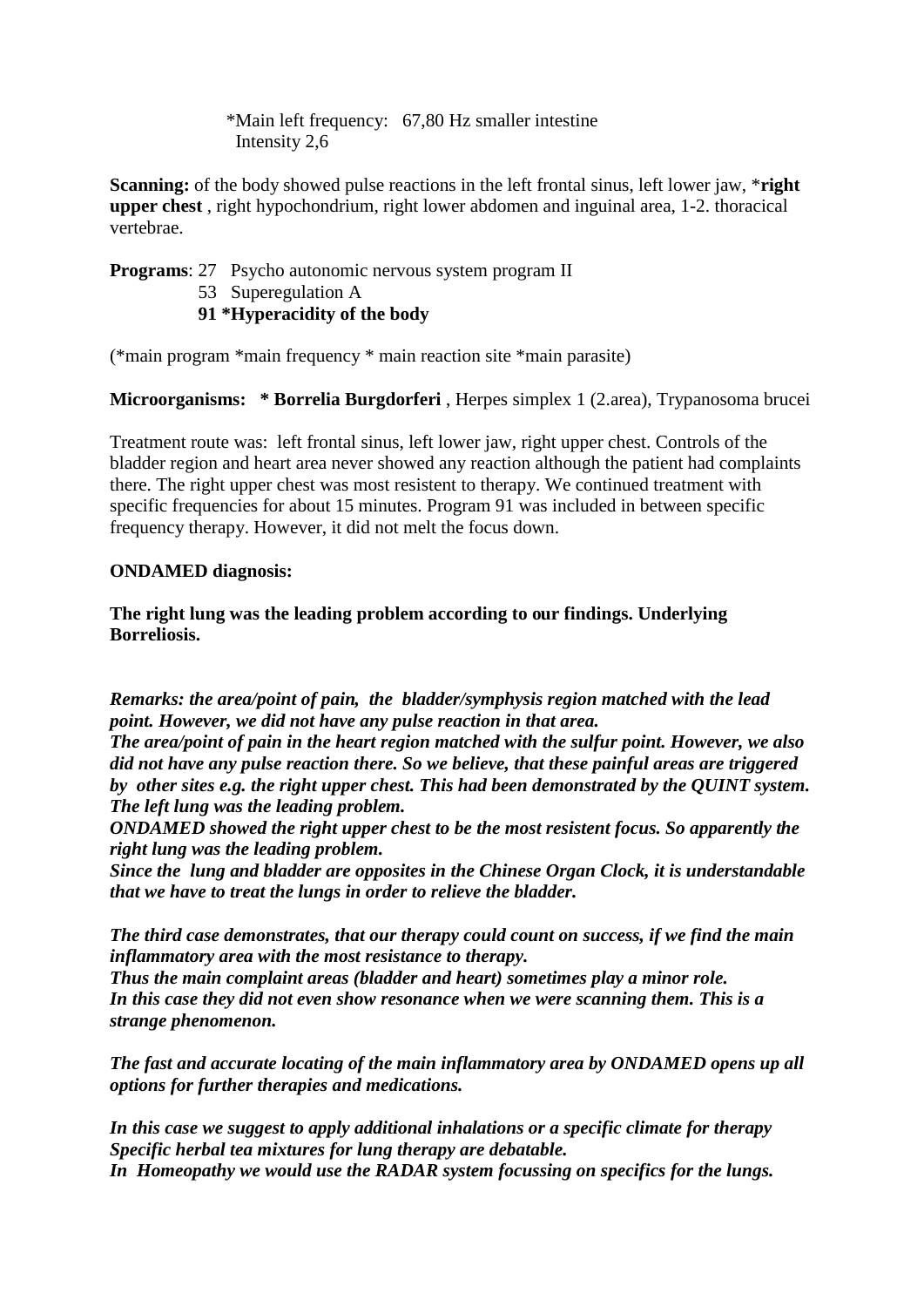*Main left frequency:   67,80 Hz smaller intestine
Intensity 2,6

**Scanning:** of the body showed pulse reactions in the left frontal sinus, left lower jaw, ***right upper chest** , right hypochondrium, right lower abdomen and inguinal area, 1-2. thoracical vertebrae.

**Programs**: 27   Psycho autonomic nervous system program II
53   Superegulation A
**91 *Hyperacidity of the body**

(*main program *main frequency * main reaction site *main parasite)

**Microorganisms:   * Borrelia Burgdorferi** , Herpes simplex 1 (2.area), Trypanosoma brucei

Treatment route was:  left frontal sinus, left lower jaw, right upper chest. Controls of the bladder region and heart area never showed any reaction although the patient had complaints there. The right upper chest was most resistent to therapy. We continued treatment with specific frequencies for about 15 minutes. Program 91 was included in between specific frequency therapy. However, it did not melt the focus down.

**ONDAMED diagnosis:**

**The right lung was the leading problem according to our findings. Underlying Borreliosis.**

***Remarks: the area/point of pain,  the  bladder/symphysis region matched with the lead point. However, we did not have any pulse reaction in that area.***
***The area/point of pain in the heart region matched with the sulfur point. However, we also did not have any pulse reaction there. So we believe, that these painful areas are triggered by  other sites e.g. the right upper chest. This had been demonstrated by the QUINT system. The left lung was the leading problem.***
***ONDAMED showed the right upper chest to be the most resistent focus. So apparently the right lung was the leading problem.***
***Since the  lung and bladder are opposites in the Chinese Organ Clock, it is understandable that we have to treat the lungs in order to relieve the bladder.***

***The third case demonstrates, that our therapy could count on success, if we find the main inflammatory area with the most resistance to therapy.***
***Thus the main complaint areas (bladder and heart) sometimes play a minor role.***
***In this case they did not even show resonance when we were scanning them. This is a strange phenomenon.***

***The fast and accurate locating of the main inflammatory area by ONDAMED opens up all options for further therapies and medications.***

***In this case we suggest to apply additional inhalations or a specific climate for therapy***
***Specific herbal tea mixtures for lung therapy are debatable.***
***In  Homeopathy we would use the RADAR system focussing on specifics for the lungs.***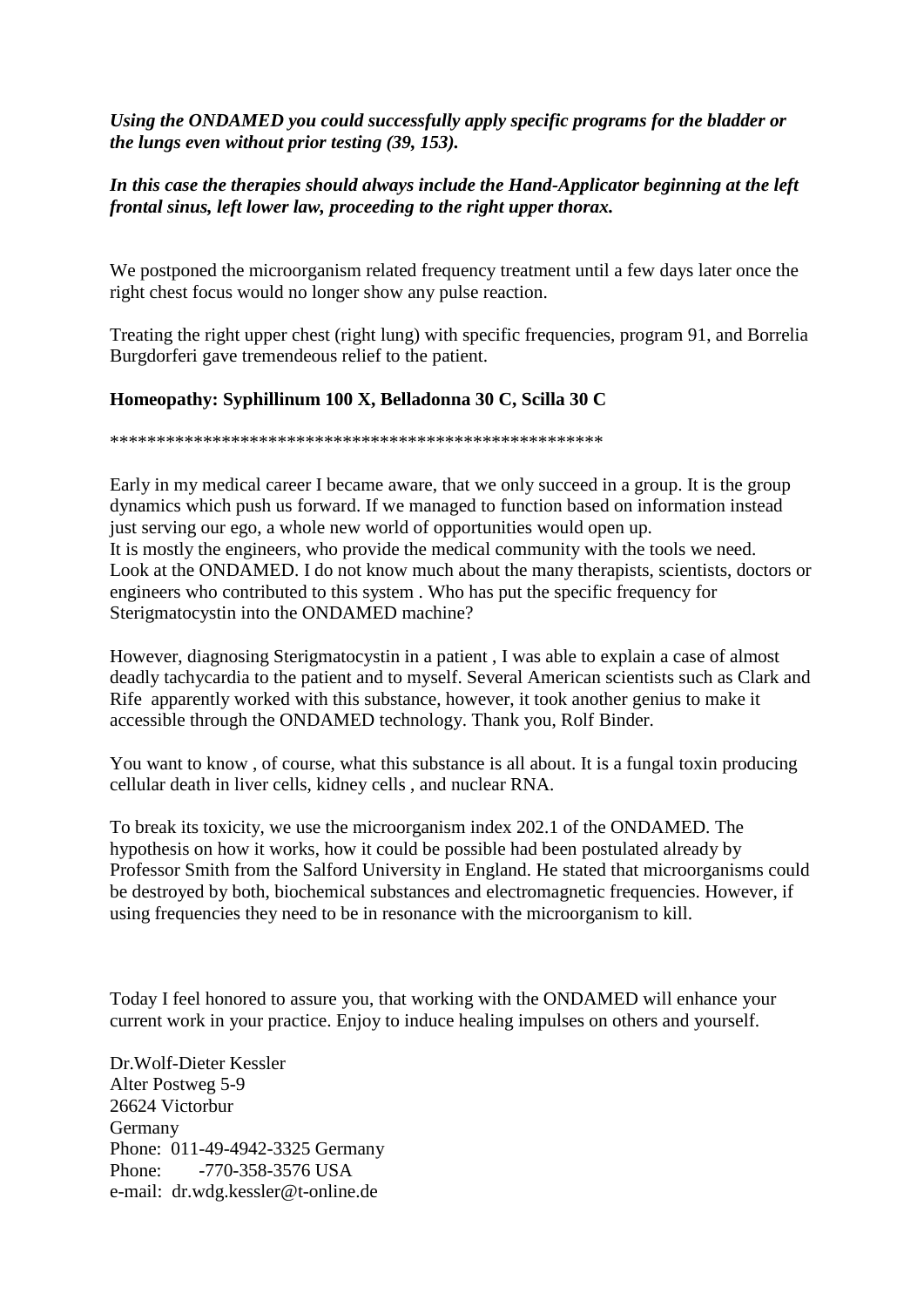***Using the ONDAMED you could successfully apply specific programs for the bladder or the lungs even without prior testing (39, 153).***

***In this case the therapies should always include the Hand-Applicator beginning at the left frontal sinus, left lower law, proceeding to the right upper thorax.***

We postponed the microorganism related frequency treatment until a few days later once the right chest focus would no longer show any pulse reaction.

Treating the right upper chest (right lung) with specific frequencies, program 91, and Borrelia Burgdorferi gave tremendeous relief to the patient.

**Homeopathy: Syphillinum 100 X, Belladonna 30 C, Scilla 30 C**

*****************************************************

Early in my medical career I became aware, that we only succeed in a group. It is the group dynamics which push us forward. If we managed to function based on information instead just serving our ego, a whole new world of opportunities would open up.
It is mostly the engineers, who provide the medical community with the tools we need.
Look at the ONDAMED. I do not know much about the many therapists, scientists, doctors or engineers who contributed to this system . Who has put the specific frequency for Sterigmatocystin into the ONDAMED machine?

However, diagnosing Sterigmatocystin in a patient , I was able to explain a case of almost deadly tachycardia to the patient and to myself. Several American scientists such as Clark and Rife apparently worked with this substance, however, it took another genius to make it accessible through the ONDAMED technology. Thank you, Rolf Binder.

You want to know , of course, what this substance is all about. It is a fungal toxin producing cellular death in liver cells, kidney cells , and nuclear RNA.

To break its toxicity, we use the microorganism index 202.1 of the ONDAMED. The hypothesis on how it works, how it could be possible had been postulated already by Professor Smith from the Salford University in England. He stated that microorganisms could be destroyed by both, biochemical substances and electromagnetic frequencies. However, if using frequencies they need to be in resonance with the microorganism to kill.

Today I feel honored to assure you, that working with the ONDAMED will enhance your current work in your practice. Enjoy to induce healing impulses on others and yourself.

Dr.Wolf-Dieter Kessler
Alter Postweg 5-9
26624 Victorbur
Germany
Phone: 011-49-4942-3325 Germany
Phone: -770-358-3576 USA
e-mail: dr.wdg.kessler@t-online.de